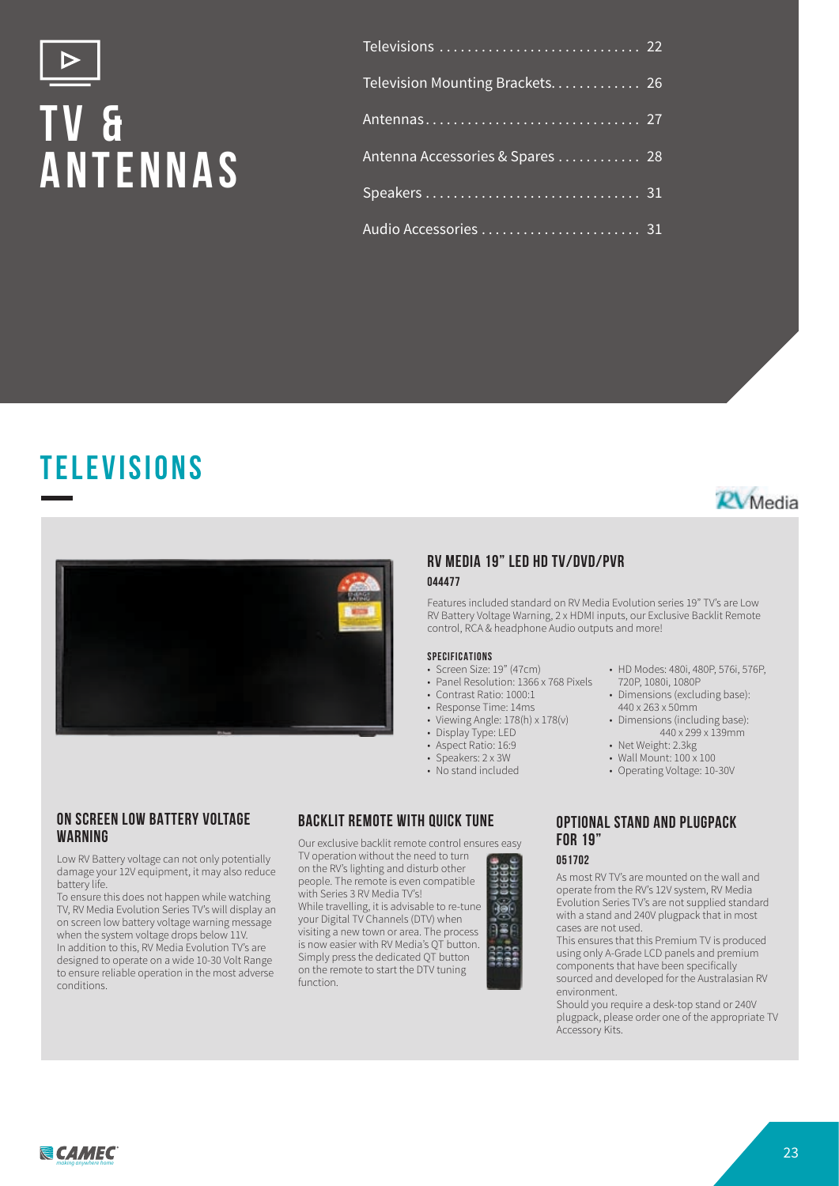# TV & ANTENNAS

- Televisions ............................ 22
- Television Mounting Brackets............ 26
- Antennas.............................. 27
- Antenna Accessories & Spares ........... 28
- Speakers .............................. 31
- Audio Accessories ...................... 31

## TELEVISIONS

RV Media

### RV MEDIA 19" LED HD TV/DVD/PVR

**044477**

Features included standard on RV Media Evolution series 19" TV's are Low RV Battery Voltage Warning, 2 x HDMI inputs, our Exclusive Backlit Remote control, RCA & headphone Audio outputs and more!

**SPECIFICATIONS**

- Screen Size: 19" (47cm)
- Panel Resolution: 1366 x 768 Pixels
- Contrast Ratio: 1000:1
- Response Time: 14ms
- Viewing Angle: 178(h) x 178(v)
- Display Type: LED
- Aspect Ratio: 16:9
- Speakers: 2 x 3W
- No stand included
- HD Modes: 480i, 480P, 576i, 576P, 720P, 1080i, 1080P
- Dimensions (excluding base): 440 x 263 x 50mm
- Dimensions (including base): 440 x 299 x 139mm
- Net Weight: 2.3kg
- Wall Mount: 100 x 100
- Operating Voltage: 10-30V

### ON SCREEN LOW BATTERY VOLTAGE WARNING

Low RV Battery voltage can not only potentially damage your 12V equipment, it may also reduce battery life.

To ensure this does not happen while watching TV, RV Media Evolution Series TV's will display an on screen low battery voltage warning message when the system voltage drops below 11V.

In addition to this, RV Media Evolution TV's are designed to operate on a wide 10-30 Volt Range to ensure reliable operation in the most adverse conditions.

### BACKLIT REMOTE WITH QUICK TUNE

Our exclusive backlit remote control ensures easy TV operation without the need to turn on the RV's lighting and disturb other people. The remote is even compatible with Series 3 RV Media TV's!

While travelling, it is advisable to re-tune your Digital TV Channels (DTV) when visiting a new town or area. The process is now easier with RV Media's QT button. Simply press the dedicated QT button on the remote to start the DTV tuning function.

### OPTIONAL STAND AND PLUGPACK FOR 19"

**051702**

As most RV TV's are mounted on the wall and operate from the RV's 12V system, RV Media Evolution Series TV's are not supplied standard with a stand and 240V plugpack that in most cases are not used.

This ensures that this Premium TV is produced using only A-Grade LCD panels and premium components that have been specifically sourced and developed for the Australasian RV environment.

Should you require a desk-top stand or 240V plugpack, please order one of the appropriate TV Accessory Kits.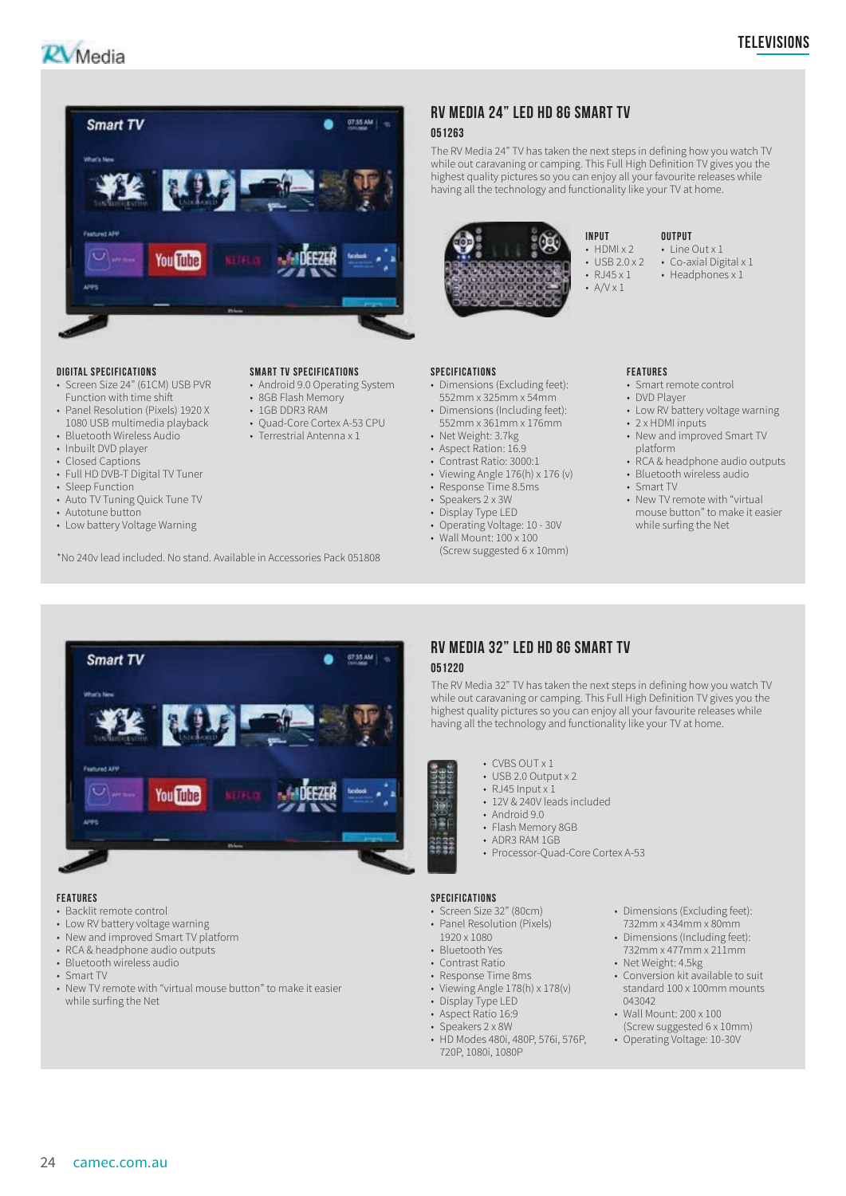# TELEVISIONS

## RV MEDIA 24" LED HD 8G SMART TV

### 051263

The RV Media 24" TV has taken the next steps in defining how you watch TV while out caravaning or camping. This Full High Definition TV gives you the highest quality pictures so you can enjoy all your favourite releases while having all the technology and functionality like your TV at home.

**INPUT**
- HDMI x 2
- USB 2.0 x 2
- RJ45 x 1
- A/V x 1

**OUTPUT**
- Line Out x 1
- Co-axial Digital x 1
- Headphones x 1

**DIGITAL SPECIFICATIONS**
- Screen Size 24" (61CM) USB PVR Function with time shift
- Panel Resolution (Pixels) 1920 X 1080 USB multimedia playback
- Bluetooth Wireless Audio
- Inbuilt DVD player
- Closed Captions
- Full HD DVB-T Digital TV Tuner
- Sleep Function
- Auto TV Tuning Quick Tune TV
- Autotune button
- Low battery Voltage Warning

**SMART TV SPECIFICATIONS**
- Android 9.0 Operating System
- 8GB Flash Memory
- 1GB DDR3 RAM
- Quad-Core Cortex A-53 CPU
- Terrestrial Antenna x 1

**SPECIFICATIONS**
- Dimensions (Excluding feet): 552mm x 325mm x 54mm
- Dimensions (Including feet): 552mm x 361mm x 176mm
- Net Weight: 3.7kg
- Aspect Ration: 16.9
- Contrast Ratio: 3000:1
- Viewing Angle 176(h) x 176 (v)
- Response Time 8.5ms
- Speakers 2 x 3W
- Display Type LED
- Operating Voltage: 10 - 30V
- Wall Mount: 100 x 100 (Screw suggested 6 x 10mm)

**FEATURES**
- Smart remote control
- DVD Player
- Low RV battery voltage warning
- 2 x HDMI inputs
- New and improved Smart TV platform
- RCA & headphone audio outputs
- Bluetooth wireless audio
- Smart TV
- New TV remote with "virtual mouse button" to make it easier while surfing the Net

*No 240v lead included. No stand. Available in Accessories Pack 051808

## RV MEDIA 32" LED HD 8G SMART TV

### 051220

The RV Media 32" TV has taken the next steps in defining how you watch TV while out caravaning or camping. This Full High Definition TV gives you the highest quality pictures so you can enjoy all your favourite releases while having all the technology and functionality like your TV at home.

- CVBS OUT x 1
- USB 2.0 Output x 2
- RJ45 Input x 1
- 12V & 240V leads included
- Android 9.0
- Flash Memory 8GB
- ADR3 RAM 1GB
- Processor-Quad-Core Cortex A-53

**FEATURES**
- Backlit remote control
- Low RV battery voltage warning
- New and improved Smart TV platform
- RCA & headphone audio outputs
- Bluetooth wireless audio
- Smart TV
- New TV remote with "virtual mouse button" to make it easier while surfing the Net

**SPECIFICATIONS**
- Screen Size 32" (80cm)
- Panel Resolution (Pixels) 1920 x 1080
- Bluetooth Yes
- Contrast Ratio
- Response Time 8ms
- Viewing Angle 178(h) x 178(v)
- Display Type LED
- Aspect Ratio 16:9
- Speakers 2 x 8W
- HD Modes 480i, 480P, 576i, 576P, 720P, 1080i, 1080P
- Dimensions (Excluding feet): 732mm x 434mm x 80mm
- Dimensions (Including feet): 732mm x 477mm x 211mm
- Net Weight: 4.5kg
- Conversion kit available to suit standard 100 x 100mm mounts 043042
- Wall Mount: 200 x 100 (Screw suggested 6 x 10mm)
- Operating Voltage: 10-30V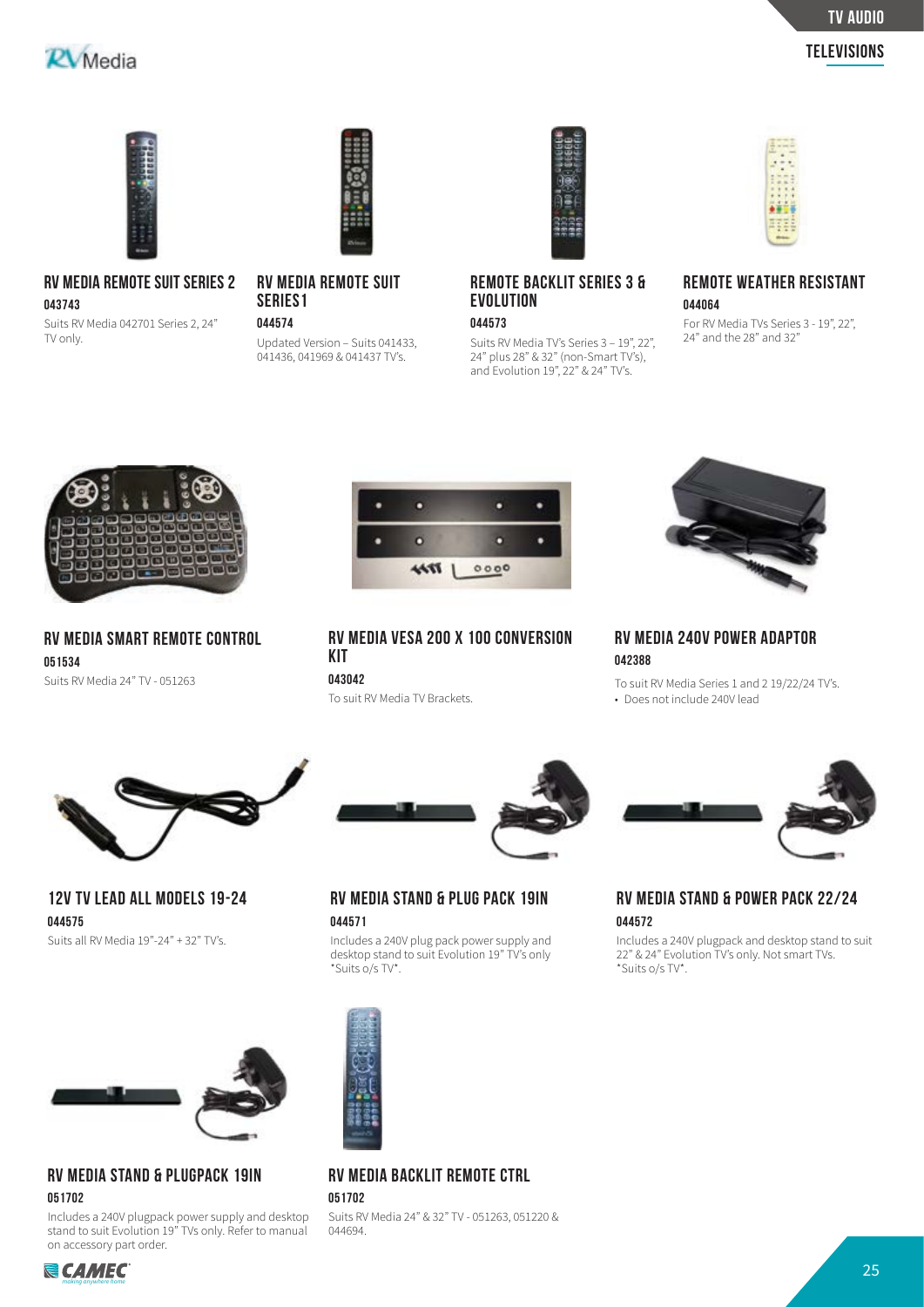## RV MEDIA REMOTE SUIT SERIES 2

**043743**

Suits RV Media 042701 Series 2, 24" TV only.

## RV MEDIA REMOTE SUIT SERIES 1

**044574**

Updated Version – Suits 041433, 041436, 041969 & 041437 TV's.

## REMOTE BACKLIT SERIES 3 & EVOLUTION

**044573**

Suits RV Media TV's Series 3 – 19", 22", 24" plus 28" & 32" (non-Smart TV's), and Evolution 19", 22" & 24" TV's.

## REMOTE WEATHER RESISTANT

**044064**

For RV Media TVs Series 3 - 19", 22", 24" and the 28" and 32"

## RV MEDIA SMART REMOTE CONTROL

**051534**

Suits RV Media 24" TV - 051263

## RV MEDIA VESA 200 X 100 CONVERSION KIT

**043042**

To suit RV Media TV Brackets.

## RV MEDIA 240V POWER ADAPTOR

**042388**

To suit RV Media Series 1 and 2 19/22/24 TV's.

- Does not include 240V lead

## 12V TV LEAD ALL MODELS 19-24

**044575**

Suits all RV Media 19"-24" + 32" TV's.

## RV MEDIA STAND & PLUG PACK 19IN

**044571**

Includes a 240V plug pack power supply and desktop stand to suit Evolution 19" TV's only *Suits o/s TV*.

## RV MEDIA STAND & POWER PACK 22/24

**044572**

Includes a 240V plugpack and desktop stand to suit 22" & 24" Evolution TV's only. Not smart TVs. *Suits o/s TV*.

## RV MEDIA STAND & PLUGPACK 19IN

**051702**

Includes a 240V plugpack power supply and desktop stand to suit Evolution 19" TVs only. Refer to manual on accessory part order.

## RV MEDIA BACKLIT REMOTE CTRL

**051702**

Suits RV Media 24" & 32" TV - 051263, 051220 & 044694.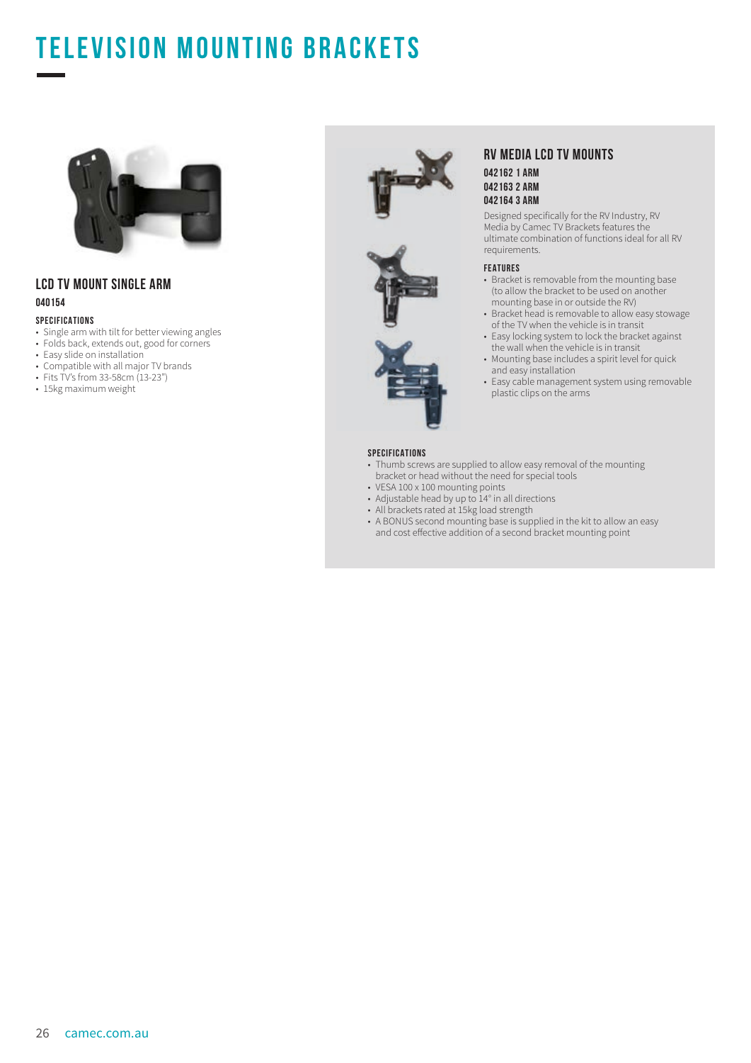# TELEVISION MOUNTING BRACKETS

## LCD TV MOUNT SINGLE ARM

### 040154

#### SPECIFICATIONS

- Single arm with tilt for better viewing angles
- Folds back, extends out, good for corners
- Easy slide on installation
- Compatible with all major TV brands
- Fits TV's from 33-58cm (13-23")
- 15kg maximum weight

## RV MEDIA LCD TV MOUNTS

### 042162 1 ARM
### 042163 2 ARM
### 042164 3 ARM

Designed specifically for the RV Industry, RV Media by Camec TV Brackets features the ultimate combination of functions ideal for all RV requirements.

#### FEATURES

- Bracket is removable from the mounting base (to allow the bracket to be used on another mounting base in or outside the RV)
- Bracket head is removable to allow easy stowage of the TV when the vehicle is in transit
- Easy locking system to lock the bracket against the wall when the vehicle is in transit
- Mounting base includes a spirit level for quick and easy installation
- Easy cable management system using removable plastic clips on the arms

#### SPECIFICATIONS

- Thumb screws are supplied to allow easy removal of the mounting bracket or head without the need for special tools
- VESA 100 x 100 mounting points
- Adjustable head by up to 14° in all directions
- All brackets rated at 15kg load strength
- A BONUS second mounting base is supplied in the kit to allow an easy and cost effective addition of a second bracket mounting point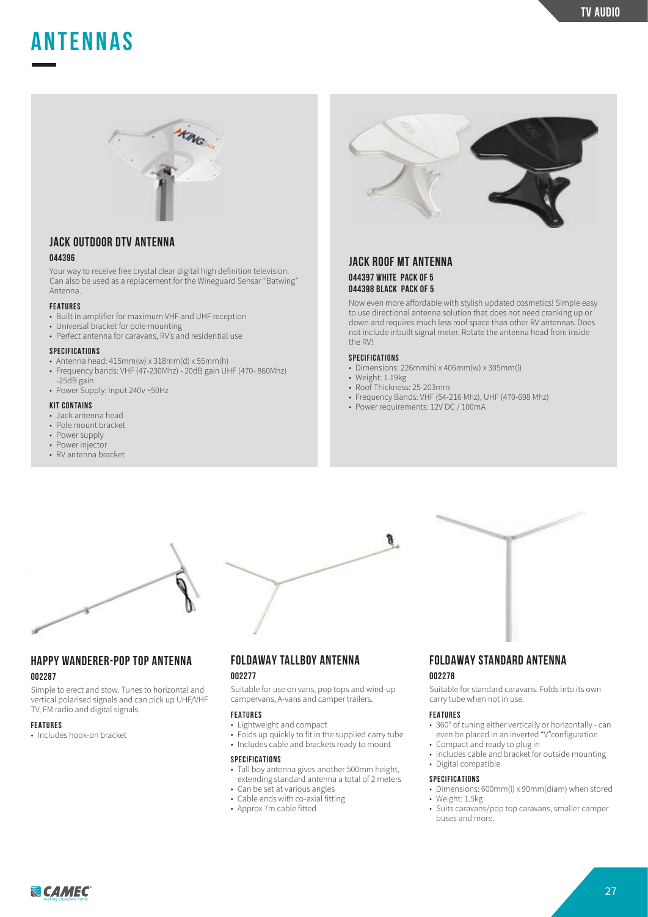# ANTENNAS

## JACK OUTDOOR DTV ANTENNA

### 044396

Your way to receive free crystal clear digital high definition television. Can also be used as a replacement for the Wineguard Sensar "Batwing" Antenna.

**FEATURES**

- Built in amplifier for maximum VHF and UHF reception
- Universal bracket for pole mounting
- Perfect antenna for caravans, RV's and residential use

**SPECIFICATIONS**

- Antenna head: 415mm(w) x 318mm(d) x 55mm(h)
- Frequency bands: VHF (47-230Mhz) - 20dB gain UHF (470- 860Mhz) -25dB gain
- Power Supply: Input 240v ~50Hz

**KIT CONTAINS**

- Jack antenna head
- Pole mount bracket
- Power supply
- Power injector
- RV antenna bracket

## JACK ROOF MT ANTENNA

### 044397 WHITE PACK OF 5
### 044398 BLACK PACK OF 5

Now even more affordable with stylish updated cosmetics! Simple easy to use directional antenna solution that does not need cranking up or down and requires much less roof space than other RV antennas. Does not include inbuilt signal meter. Rotate the antenna head from inside the RV!

**SPECIFICATIONS**

- Dimensions: 226mm(h) x 406mm(w) x 305mm(l)
- Weight: 1.19kg
- Roof Thickness: 25-203mm
- Frequency Bands: VHF (54-216 Mhz), UHF (470-698 Mhz)
- Power requirements: 12V DC / 100mA

## HAPPY WANDERER-POP TOP ANTENNA

### 002287

Simple to erect and stow. Tunes to horizontal and vertical polarised signals and can pick up UHF/VHF TV, FM radio and digital signals.

**FEATURES**

- Includes hook-on bracket

## FOLDAWAY TALLBOY ANTENNA

### 002277

Suitable for use on vans, pop tops and wind-up campervans, A-vans and camper trailers.

**FEATURES**

- Lightweight and compact
- Folds up quickly to fit in the supplied carry tube
- Includes cable and brackets ready to mount

**SPECIFICATIONS**

- Tall boy antenna gives another 500mm height, extending standard antenna a total of 2 meters
- Can be set at various angles
- Cable ends with co-axial fitting
- Approx 7m cable fitted

## FOLDAWAY STANDARD ANTENNA

### 002278

Suitable for standard caravans. Folds into its own carry tube when not in use.

**FEATURES**

- 360° of tuning either vertically or horizontally - can even be placed in an inverted "V"configuration
- Compact and ready to plug in
- Includes cable and bracket for outside mounting
- Digital compatible

**SPECIFICATIONS**

- Dimensions: 600mm(l) x 90mm(diam) when stored
- Weight: 1.5kg
- Suits caravans/pop top caravans, smaller camper buses and more.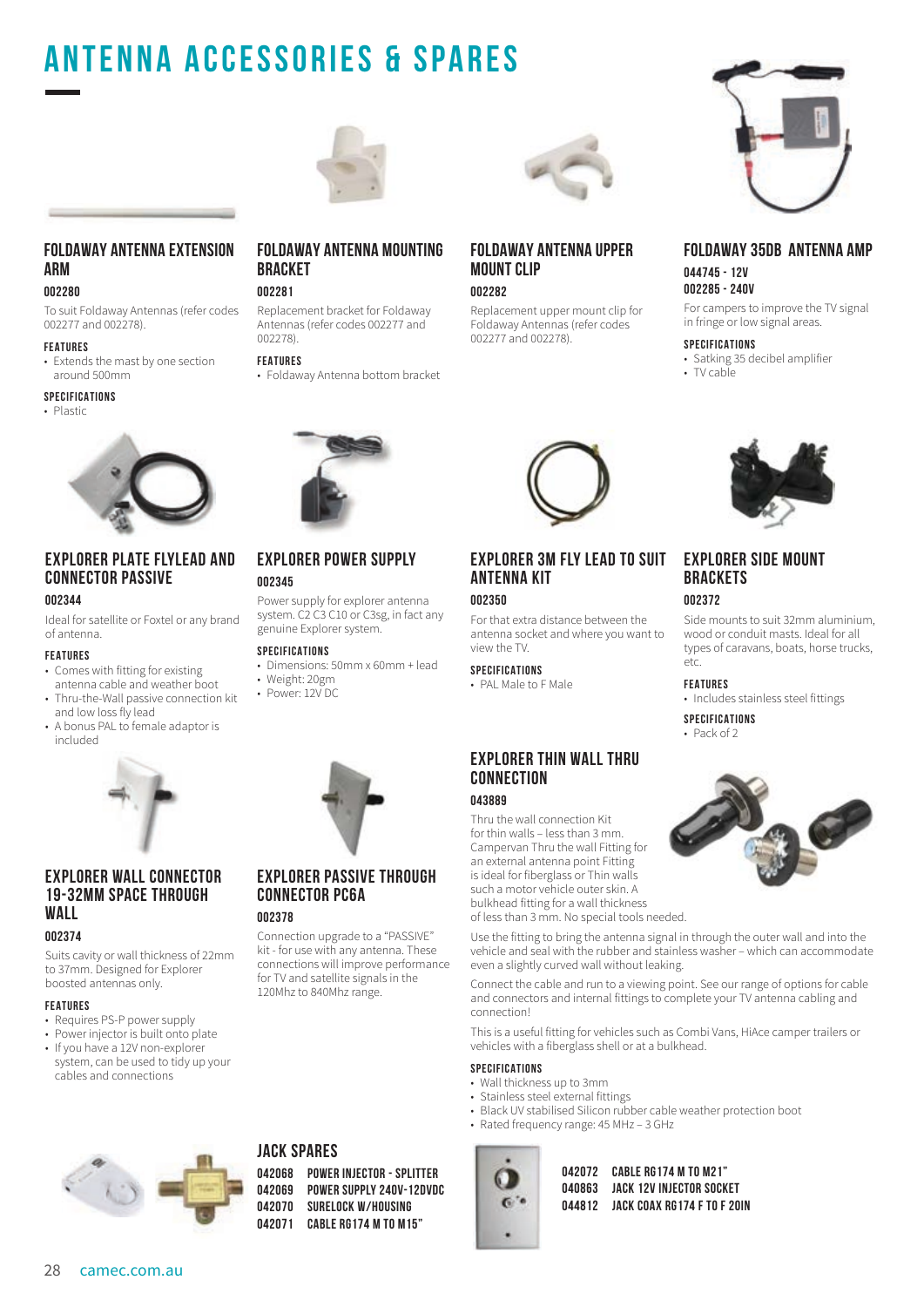# ANTENNA ACCESSORIES & SPARES

## FOLDAWAY ANTENNA EXTENSION ARM

**002280**

To suit Foldaway Antennas (refer codes 002277 and 002278).

**FEATURES**

- Extends the mast by one section around 500mm

**SPECIFICATIONS**

- Plastic

## FOLDAWAY ANTENNA MOUNTING BRACKET

**002281**

Replacement bracket for Foldaway Antennas (refer codes 002277 and 002278).

**FEATURES**

- Foldaway Antenna bottom bracket

## FOLDAWAY ANTENNA UPPER MOUNT CLIP

**002282**

Replacement upper mount clip for Foldaway Antennas (refer codes 002277 and 002278).

## FOLDAWAY 35DB ANTENNA AMP

**044745 - 12V**
**002285 - 240V**

For campers to improve the TV signal in fringe or low signal areas.

**SPECIFICATIONS**

- Satking 35 decibel amplifier
- TV cable

## EXPLORER PLATE FLYLEAD AND CONNECTOR PASSIVE

**002344**

Ideal for satellite or Foxtel or any brand of antenna.

**FEATURES**

- Comes with fitting for existing antenna cable and weather boot
- Thru-the-Wall passive connection kit and low loss fly lead
- A bonus PAL to female adaptor is included

## EXPLORER POWER SUPPLY

**002345**

Power supply for explorer antenna system. C2 C3 C10 or C3sg, in fact any genuine Explorer system.

**SPECIFICATIONS**

- Dimensions: 50mm x 60mm + lead
- Weight: 20gm
- Power: 12V DC

## EXPLORER 3M FLY LEAD TO SUIT ANTENNA KIT

**002350**

For that extra distance between the antenna socket and where you want to view the TV.

**SPECIFICATIONS**

- PAL Male to F Male

## EXPLORER SIDE MOUNT BRACKETS

**002372**

Side mounts to suit 32mm aluminium, wood or conduit masts. Ideal for all types of caravans, boats, horse trucks, etc.

**FEATURES**

- Includes stainless steel fittings

**SPECIFICATIONS**

- Pack of 2

## EXPLORER WALL CONNECTOR 19-32MM SPACE THROUGH WALL

**002374**

Suits cavity or wall thickness of 22mm to 37mm. Designed for Explorer boosted antennas only.

**FEATURES**

- Requires PS-P power supply
- Power injector is built onto plate
- If you have a 12V non-explorer system, can be used to tidy up your cables and connections

## EXPLORER PASSIVE THROUGH CONNECTOR PC6A

**002378**

Connection upgrade to a "PASSIVE" kit - for use with any antenna. These connections will improve performance for TV and satellite signals in the 120Mhz to 840Mhz range.

## EXPLORER THIN WALL THRU CONNECTION

**043889**

Thru the wall connection Kit for thin walls – less than 3 mm. Campervan Thru the wall Fitting for an external antenna point Fitting is ideal for fiberglass or Thin walls such a motor vehicle outer skin. A bulkhead fitting for a wall thickness of less than 3 mm. No special tools needed.

Use the fitting to bring the antenna signal in through the outer wall and into the vehicle and seal with the rubber and stainless washer – which can accommodate even a slightly curved wall without leaking.

Connect the cable and run to a viewing point. See our range of options for cable and connectors and internal fittings to complete your TV antenna cabling and connection!

This is a useful fitting for vehicles such as Combi Vans, HiAce camper trailers or vehicles with a fiberglass shell or at a bulkhead.

**SPECIFICATIONS**

- Wall thickness up to 3mm
- Stainless steel external fittings
- Black UV stabilised Silicon rubber cable weather protection boot
- Rated frequency range: 45 MHz – 3 GHz

## JACK SPARES

| | |
|---|---|
| 042068 | POWER INJECTOR - SPLITTER |
| 042069 | POWER SUPPLY 240V-12DVDC |
| 042070 | SURELOCK W/HOUSING |
| 042071 | CABLE RG174 M TO M15" |
| 042072 | CABLE RG174 M TO M21" |
| 040863 | JACK 12V INJECTOR SOCKET |
| 044812 | JACK COAX RG174 F TO F 20IN |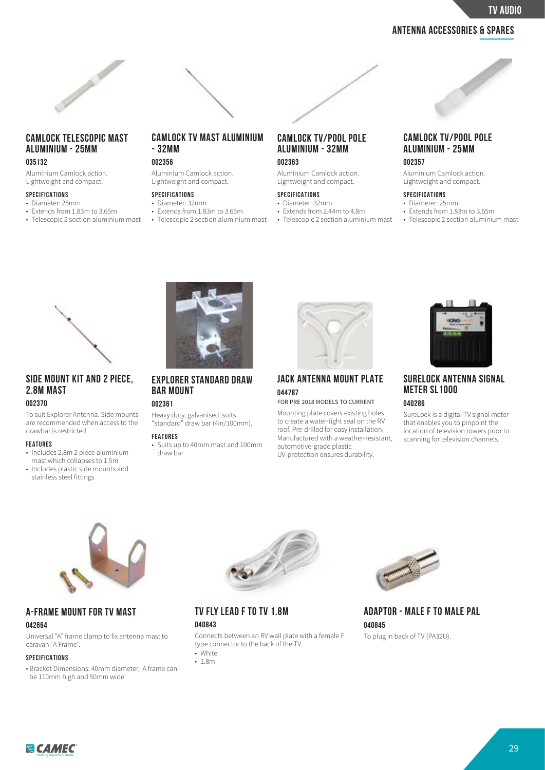## ANTENNA ACCESSORIES & SPARES

### CAMLOCK TELESCOPIC MAST ALUMINIUM - 25MM

**035132**

Aluminium Camlock action. Lightweight and compact.

**SPECIFICATIONS**

- Diameter: 25mm
- Extends from 1.83m to 3.65m
- Telescopic 2 section aluminium mast

### CAMLOCK TV MAST ALUMINIUM - 32MM

**002356**

Aluminium Camlock action. Lightweight and compact.

**SPECIFICATIONS**

- Diameter: 32mm
- Extends from 1.83m to 3.65m
- Telescopic 2 section aluminium mast

### CAMLOCK TV/POOL POLE ALUMINIUM - 32MM

**002363**

Aluminium Camlock action. Lightweight and compact.

**SPECIFICATIONS**

- Diameter: 32mm
- Extends from 2.44m to 4.8m
- Telescopic 2 section aluminium mast

### CAMLOCK TV/POOL POLE ALUMINIUM - 25MM

**002357**

Aluminium Camlock action. Lightweight and compact.

**SPECIFICATIONS**

- Diameter: 25mm
- Extends from 1.83m to 3.65m
- Telescopic 2 section aluminium mast

### SIDE MOUNT KIT AND 2 PIECE, 2.8M MAST

**002370**

To suit Explorer Antenna. Side mounts are recommended when access to the drawbar is restricted.

**FEATURES**

- Includes 2.8m 2 piece aluminium mast which collapses to 1.5m
- Includes plastic side mounts and stainless steel fittings

### EXPLORER STANDARD DRAW BAR MOUNT

**002361**

Heavy duty, galvanised, suits "standard" draw bar (4in/100mm).

**FEATURES**

- Suits up to 40mm mast and 100mm draw bar

### JACK ANTENNA MOUNT PLATE

**044787**

FOR PRE 2018 MODELS TO CURRENT

Mounting plate covers existing holes to create a water-tight seal on the RV roof. Pre-drilled for easy installation. Manufactured with a weather-resistant, automotive-grade plastic UV-protection ensures durability.

### SURELOCK ANTENNA SIGNAL METER SL1000

**040286**

SureLock is a digital TV signal meter that enables you to pinpoint the location of television towers prior to scanning for television channels.

### A-FRAME MOUNT FOR TV MAST

**042664**

Universal "A" frame clamp to fix antenna mast to caravan "A Frame".

**SPECIFICATIONS**

- Bracket Dimensions: 40mm diameter, A frame can be 110mm high and 50mm wide

### TV FLY LEAD F TO TV 1.8M

**040843**

Connects between an RV wall plate with a female F type connector to the back of the TV.

- White
- 1.8m

### ADAPTOR - MALE F TO MALE PAL

**040845**

To plug in back of TV (PA32U).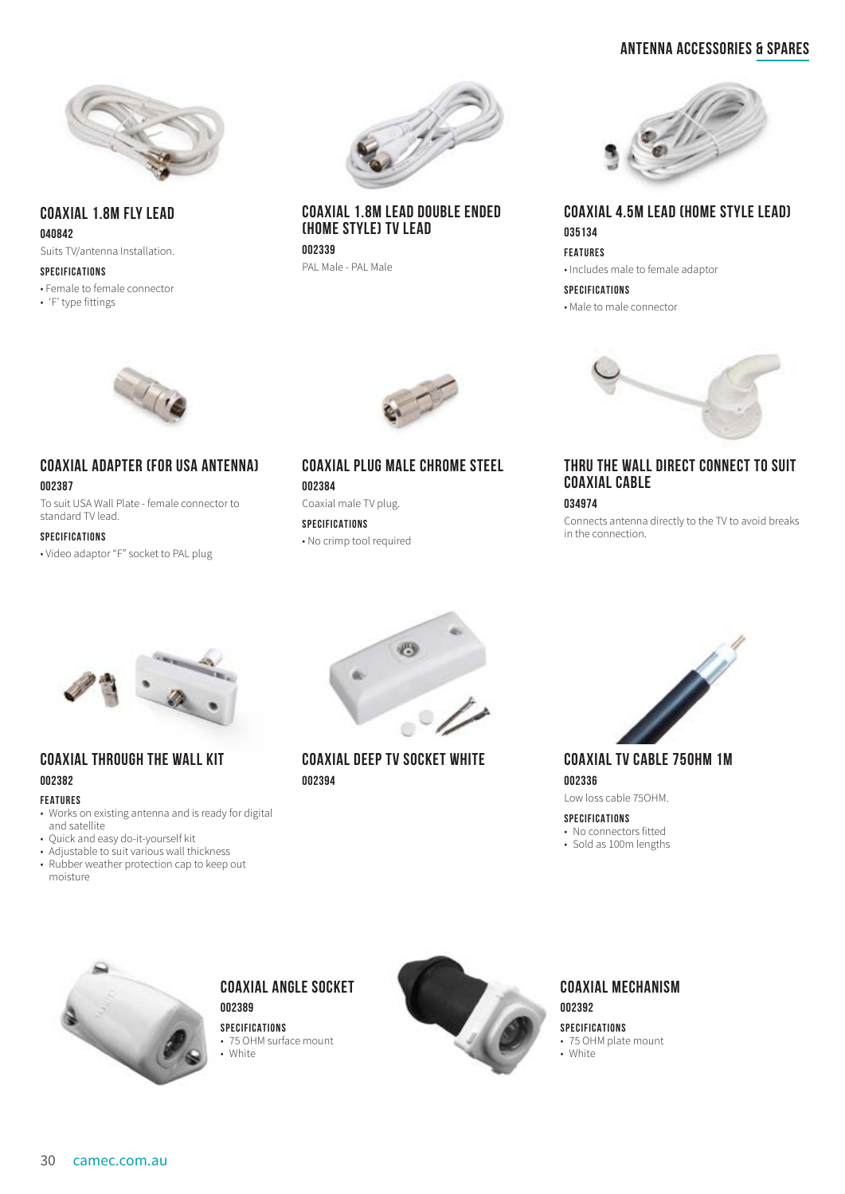## ANTENNA ACCESSORIES & SPARES

### COAXIAL 1.8M FLY LEAD

**040842**

Suits TV/antenna Installation.

**SPECIFICATIONS**

- Female to female connector
- 'F' type fittings

### COAXIAL 1.8M LEAD DOUBLE ENDED (HOME STYLE) TV LEAD

**002339**

PAL Male - PAL Male

### COAXIAL 4.5M LEAD (HOME STYLE LEAD)

**035134**

**FEATURES**

- Includes male to female adaptor

**SPECIFICATIONS**

- Male to male connector

### COAXIAL ADAPTER (FOR USA ANTENNA)

**002387**

To suit USA Wall Plate - female connector to standard TV lead.

**SPECIFICATIONS**

- Video adaptor "F" socket to PAL plug

### COAXIAL PLUG MALE CHROME STEEL

**002384**

Coaxial male TV plug.

**SPECIFICATIONS**

- No crimp tool required

### THRU THE WALL DIRECT CONNECT TO SUIT COAXIAL CABLE

**034974**

Connects antenna directly to the TV to avoid breaks in the connection.

### COAXIAL THROUGH THE WALL KIT

**002382**

**FEATURES**

- Works on existing antenna and is ready for digital and satellite
- Quick and easy do-it-yourself kit
- Adjustable to suit various wall thickness
- Rubber weather protection cap to keep out moisture

### COAXIAL DEEP TV SOCKET WHITE

**002394**

### COAXIAL TV CABLE 75OHM 1M

**002336**

Low loss cable 75OHM.

**SPECIFICATIONS**

- No connectors fitted
- Sold as 100m lengths

### COAXIAL ANGLE SOCKET

**002389**

**SPECIFICATIONS**

- 75 OHM surface mount
- White

### COAXIAL MECHANISM

**002392**

**SPECIFICATIONS**

- 75 OHM plate mount
- White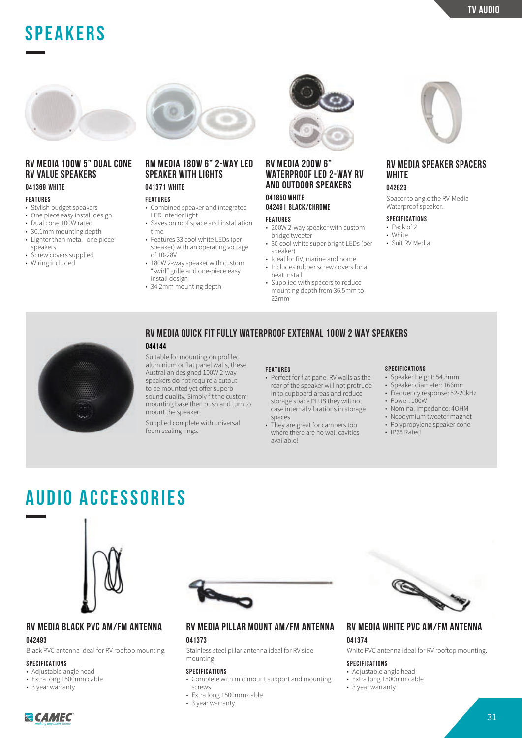# SPEAKERS

### RV MEDIA 100W 5" DUAL CONE RV VALUE SPEAKERS

**041369 WHITE**

**FEATURES**

- Stylish budget speakers
- One piece easy install design
- Dual cone 100W rated
- 30.1mm mounting depth
- Lighter than metal "one piece" speakers
- Screw covers supplied
- Wiring included

### RM MEDIA 180W 6" 2-WAY LED SPEAKER WITH LIGHTS

**041371 WHITE**

**FEATURES**

- Combined speaker and integrated LED interior light
- Saves on roof space and installation time
- Features 33 cool white LEDs (per speaker) with an operating voltage of 10-28V
- 180W 2-way speaker with custom "swirl" grille and one-piece easy install design
- 34.2mm mounting depth

### RV MEDIA 200W 6" WATERPROOF LED 2-WAY RV AND OUTDOOR SPEAKERS

**041850 WHITE**
**042491 BLACK/CHROME**

**FEATURES**

- 200W 2-way speaker with custom bridge tweeter
- 30 cool white super bright LEDs (per speaker)
- Ideal for RV, marine and home
- Includes rubber screw covers for a neat install
- Supplied with spacers to reduce mounting depth from 36.5mm to 22mm

### RV MEDIA SPEAKER SPACERS WHITE

**042623**

Spacer to angle the RV-Media Waterproof speaker.

**SPECIFICATIONS**

- Pack of 2
- White
- Suit RV Media

### RV MEDIA QUICK FIT FULLY WATERPROOF EXTERNAL 100W 2 WAY SPEAKERS

**044144**

Suitable for mounting on profiled aluminium or flat panel walls, these Australian designed 100W 2-way speakers do not require a cutout to be mounted yet offer superb sound quality. Simply fit the custom mounting base then push and turn to mount the speaker!

Supplied complete with universal foam sealing rings.

**FEATURES**

- Perfect for flat panel RV walls as the rear of the speaker will not protrude in to cupboard areas and reduce storage space PLUS they will not case internal vibrations in storage spaces
- They are great for campers too where there are no wall cavities available!

**SPECIFICATIONS**

- Speaker height: 54.3mm
- Speaker diameter: 166mm
- Frequency response: 52-20kHz
- Power: 100W
- Nominal impedance: 4OHM
- Neodymium tweeter magnet
- Polypropylene speaker cone
- IP65 Rated

# AUDIO ACCESSORIES

### RV MEDIA BLACK PVC AM/FM ANTENNA

**042493**

Black PVC antenna ideal for RV rooftop mounting.

**SPECIFICATIONS**

- Adjustable angle head
- Extra long 1500mm cable
- 3 year warranty

### RV MEDIA PILLAR MOUNT AM/FM ANTENNA

**041373**

Stainless steel pillar antenna ideal for RV side mounting.

**SPECIFICATIONS**

- Complete with mid mount support and mounting screws
- Extra long 1500mm cable
- 3 year warranty

### RV MEDIA WHITE PVC AM/FM ANTENNA

**041374**

White PVC antenna ideal for RV rooftop mounting.

**SPECIFICATIONS**

- Adjustable angle head
- Extra long 1500mm cable
- 3 year warranty